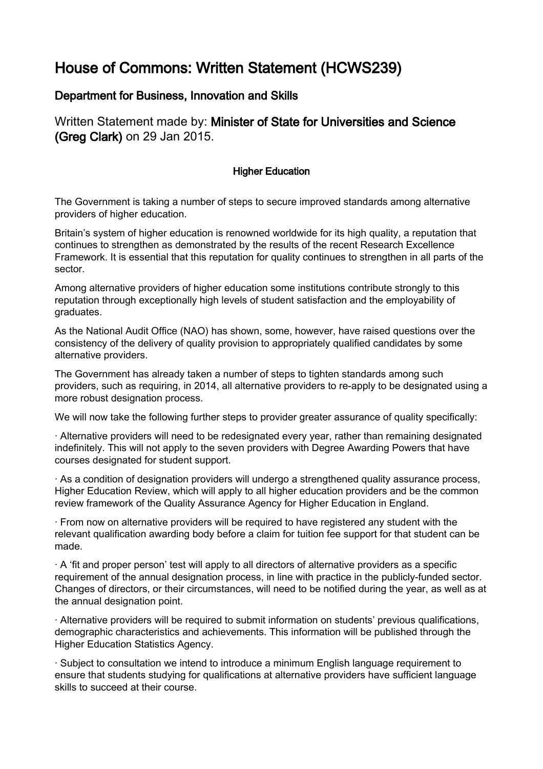# House of Commons: Written Statement (HCWS239)

## Department for Business, Innovation and Skills

Written Statement made by: **Minister of State for Universities and Science (Greg Clark)** on 29 Jan 2015.

### Higher Education

The Government is taking a number of steps to secure improved standards among alternative providers of higher education.

Britain's system of higher education is renowned worldwide for its high quality, a reputation that continues to strengthen as demonstrated by the results of the recent Research Excellence Framework. It is essential that this reputation for quality continues to strengthen in all parts of the sector.

Among alternative providers of higher education some institutions contribute strongly to this reputation through exceptionally high levels of student satisfaction and the employability of graduates.

As the National Audit Office (NAO) has shown, some, however, have raised questions over the consistency of the delivery of quality provision to appropriately qualified candidates by some alternative providers.

The Government has already taken a number of steps to tighten standards among such providers, such as requiring, in 2014, all alternative providers to re-apply to be designated using a more robust designation process.

We will now take the following further steps to provider greater assurance of quality specifically:

· Alternative providers will need to be redesignated every year, rather than remaining designated indefinitely. This will not apply to the seven providers with Degree Awarding Powers that have courses designated for student support.

· As a condition of designation providers will undergo a strengthened quality assurance process, Higher Education Review, which will apply to all higher education providers and be the common review framework of the Quality Assurance Agency for Higher Education in England.

· From now on alternative providers will be required to have registered any student with the relevant qualification awarding body before a claim for tuition fee support for that student can be made.

· A 'fit and proper person' test will apply to all directors of alternative providers as a specific requirement of the annual designation process, in line with practice in the publicly-funded sector. Changes of directors, or their circumstances, will need to be notified during the year, as well as at the annual designation point.

· Alternative providers will be required to submit information on students' previous qualifications, demographic characteristics and achievements. This information will be published through the Higher Education Statistics Agency.

· Subject to consultation we intend to introduce a minimum English language requirement to ensure that students studying for qualifications at alternative providers have sufficient language skills to succeed at their course.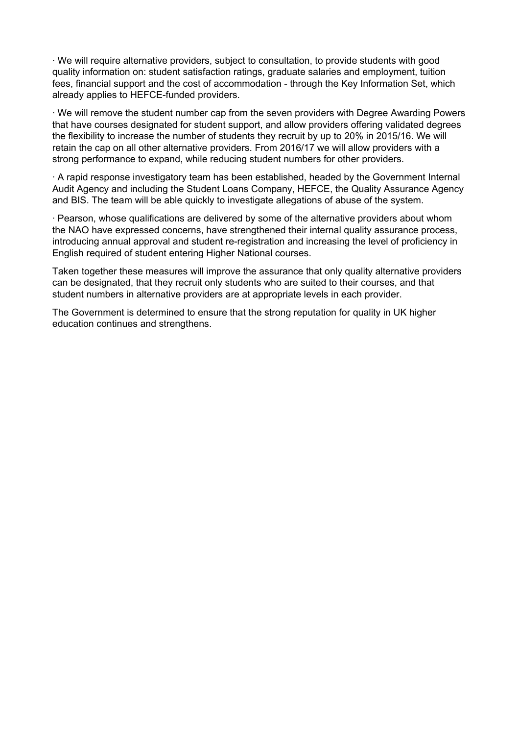· We will require alternative providers, subject to consultation, to provide students with good quality information on: student satisfaction ratings, graduate salaries and employment, tuition fees, financial support and the cost of accommodation - through the Key Information Set, which already applies to HEFCE-funded providers.

· We will remove the student number cap from the seven providers with Degree Awarding Powers that have courses designated for student support, and allow providers offering validated degrees the flexibility to increase the number of students they recruit by up to 20% in 2015/16. We will retain the cap on all other alternative providers. From 2016/17 we will allow providers with a strong performance to expand, while reducing student numbers for other providers.

· A rapid response investigatory team has been established, headed by the Government Internal Audit Agency and including the Student Loans Company, HEFCE, the Quality Assurance Agency and BIS. The team will be able quickly to investigate allegations of abuse of the system.

· Pearson, whose qualifications are delivered by some of the alternative providers about whom the NAO have expressed concerns, have strengthened their internal quality assurance process, introducing annual approval and student re-registration and increasing the level of proficiency in English required of student entering Higher National courses.

Taken together these measures will improve the assurance that only quality alternative providers can be designated, that they recruit only students who are suited to their courses, and that student numbers in alternative providers are at appropriate levels in each provider.

The Government is determined to ensure that the strong reputation for quality in UK higher education continues and strengthens.